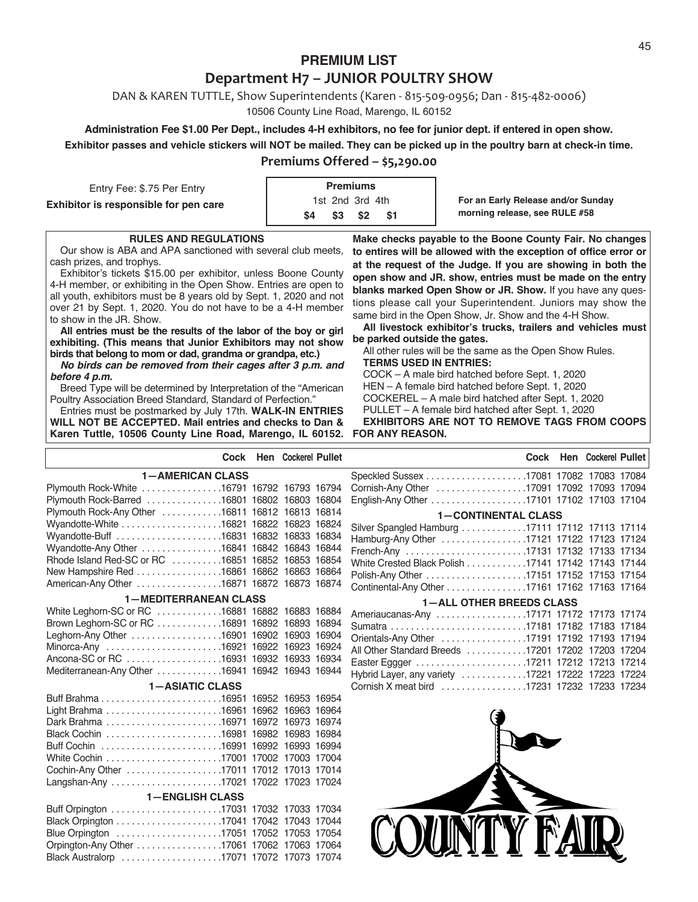# PREMIUM LIST

## Department H7 – JUNIOR POULTRY SHOW

DAN & KAREN TUTTLE, Show Superintendents (Karen - 815-509-0956; Dan - 815-482-0006)

10506 County Line Road, Marengo, IL 60152

**Administration Fee $1.00 Per Dept., includes 4-H exhibitors, no fee for junior dept. if entered in open show.**

**Exhibitor passes and vehicle stickers will NOT be mailed. They can be picked up in the poultry barn at check-in time.**

**Premiums Offered – $5,290.00**

Entry Fee: $.75 Per Entry

**Exhibitor is responsible for pen care**

| Premiums | | | |
|---|---|---|---|
| 1st | 2nd | 3rd | 4th |
| $4 | $3 | $2 | $1 |

**For an Early Release and/or Sunday morning release, see RULE #58**

### RULES AND REGULATIONS

Our show is ABA and APA sanctioned with several club meets, cash prizes, and trophys.

Exhibitor's tickets $15.00 per exhibitor, unless Boone County 4-H member, or exhibiting in the Open Show. Entries are open to all youth, exhibitors must be 8 years old by Sept. 1, 2020 and not over 21 by Sept. 1, 2020. You do not have to be a 4-H member to show in the JR. Show.

**All entries must be the results of the labor of the boy or girl exhibiting. (This means that Junior Exhibitors may not show birds that belong to mom or dad, grandma or grandpa, etc.)**

***No birds can be removed from their cages after 3 p.m. and before 4 p.m.***

Breed Type will be determined by Interpretation of the "American Poultry Association Breed Standard, Standard of Perfection."

Entries must be postmarked by July 17th. **WALK-IN ENTRIES WILL NOT BE ACCEPTED. Mail entries and checks to Dan & Karen Tuttle, 10506 County Line Road, Marengo, IL 60152. Make checks payable to the Boone County Fair. No changes to entires will be allowed with the exception of office error or at the request of the Judge. If you are showing in both the open show and JR. show, entries must be made on the entry blanks marked Open Show or JR. Show.** If you have any questions please call your Superintendent. Juniors may show the same bird in the Open Show, Jr. Show and the 4-H Show.

**All livestock exhibitor's trucks, trailers and vehicles must be parked outside the gates.**

All other rules will be the same as the Open Show Rules.

**TERMS USED IN ENTRIES:**

COCK – A male bird hatched before Sept. 1, 2020

HEN – A female bird hatched before Sept. 1, 2020

COCKEREL – A male bird hatched after Sept. 1, 2020

PULLET – A female bird hatched after Sept. 1, 2020

**EXHIBITORS ARE NOT TO REMOVE TAGS FROM COOPS FOR ANY REASON.**

| | Cock | Hen | Cockerel | Pullet |
|---|---|---|---|---|
| **1—AMERICAN CLASS** | | | | |
| Plymouth Rock-White | 16791 | 16792 | 16793 | 16794 |
| Plymouth Rock-Barred | 16801 | 16802 | 16803 | 16804 |
| Plymouth Rock-Any Other | 16811 | 16812 | 16813 | 16814 |
| Wyandotte-White | 16821 | 16822 | 16823 | 16824 |
| Wyandotte-Buff | 16831 | 16832 | 16833 | 16834 |
| Wyandotte-Any Other | 16841 | 16842 | 16843 | 16844 |
| Rhode Island Red-SC or RC | 16851 | 16852 | 16853 | 16854 |
| New Hampshire Red | 16861 | 16862 | 16863 | 16864 |
| American-Any Other | 16871 | 16872 | 16873 | 16874 |
| **1—MEDITERRANEAN CLASS** | | | | |
| White Leghorn-SC or RC | 16881 | 16882 | 16883 | 16884 |
| Brown Leghorn-SC or RC | 16891 | 16892 | 16893 | 16894 |
| Leghorn-Any Other | 16901 | 16902 | 16903 | 16904 |
| Minorca-Any | 16921 | 16922 | 16923 | 16924 |
| Ancona-SC or RC | 16931 | 16932 | 16933 | 16934 |
| Mediterranean-Any Other | 16941 | 16942 | 16943 | 16944 |
| **1—ASIATIC CLASS** | | | | |
| Buff Brahma | 16951 | 16952 | 16953 | 16954 |
| Light Brahma | 16961 | 16962 | 16963 | 16964 |
| Dark Brahma | 16971 | 16972 | 16973 | 16974 |
| Black Cochin | 16981 | 16982 | 16983 | 16984 |
| Buff Cochin | 16991 | 16992 | 16993 | 16994 |
| White Cochin | 17001 | 17002 | 17003 | 17004 |
| Cochin-Any Other | 17011 | 17012 | 17013 | 17014 |
| Langshan-Any | 17021 | 17022 | 17023 | 17024 |
| **1—ENGLISH CLASS** | | | | |
| Buff Orpington | 17031 | 17032 | 17033 | 17034 |
| Black Orpington | 17041 | 17042 | 17043 | 17044 |
| Blue Orpington | 17051 | 17052 | 17053 | 17054 |
| Orpington-Any Other | 17061 | 17062 | 17063 | 17064 |
| Black Australorp | 17071 | 17072 | 17073 | 17074 |
| Speckled Sussex | 17081 | 17082 | 17083 | 17084 |
| Cornish-Any Other | 17091 | 17092 | 17093 | 17094 |
| English-Any Other | 17101 | 17102 | 17103 | 17104 |
| **1—CONTINENTAL CLASS** | | | | |
| Silver Spangled Hamburg | 17111 | 17112 | 17113 | 17114 |
| Hamburg-Any Other | 17121 | 17122 | 17123 | 17124 |
| French-Any | 17131 | 17132 | 17133 | 17134 |
| White Crested Black Polish | 17141 | 17142 | 17143 | 17144 |
| Polish-Any Other | 17151 | 17152 | 17153 | 17154 |
| Continental-Any Other | 17161 | 17162 | 17163 | 17164 |
| **1—ALL OTHER BREEDS CLASS** | | | | |
| Ameriaucanas-Any | 17171 | 17172 | 17173 | 17174 |
| Sumatra | 17181 | 17182 | 17183 | 17184 |
| Orientals-Any Other | 17191 | 17192 | 17193 | 17194 |
| All Other Standard Breeds | 17201 | 17202 | 17203 | 17204 |
| Easter Eggger | 17211 | 17212 | 17213 | 17214 |
| Hybrid Layer, any variety | 17221 | 17222 | 17223 | 17224 |
| Cornish X meat bird | 17231 | 17232 | 17233 | 17234 |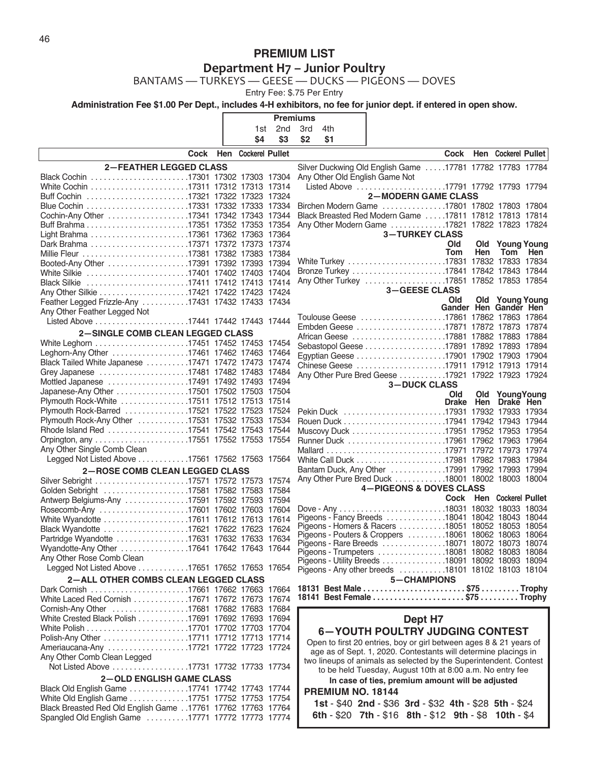# PREMIUM LIST

## Department H7 – Junior Poultry

BANTAMS — TURKEYS — GEESE — DUCKS — PIGEONS — DOVES

Entry Fee: $.75 Per Entry

**Administration Fee $1.00 Per Dept., includes 4-H exhibitors, no fee for junior dept. if entered in open show.**

| Premiums | | | |
|---|---|---|---|
| 1st | 2nd | 3rd | 4th |
| $4 | $3 | $2 | $1 |

| | Cock | Hen | Cockerel | Pullet |
|---|---|---|---|---|
| **2—FEATHER LEGGED CLASS** | | | | |
| Black Cochin | 17301 | 17302 | 17303 | 17304 |
| White Cochin | 17311 | 17312 | 17313 | 17314 |
| Buff Cochin | 17321 | 17322 | 17323 | 17324 |
| Blue Cochin | 17331 | 17332 | 17333 | 17334 |
| Cochin-Any Other | 17341 | 17342 | 17343 | 17344 |
| Buff Brahma | 17351 | 17352 | 17353 | 17354 |
| Light Brahma | 17361 | 17362 | 17363 | 17364 |
| Dark Brahma | 17371 | 17372 | 17373 | 17374 |
| Millie Fleur | 17381 | 17382 | 17383 | 17384 |
| Booted-Any Other | 17391 | 17392 | 17393 | 17394 |
| White Silkie | 17401 | 17402 | 17403 | 17404 |
| Black Silkie | 17411 | 17412 | 17413 | 17414 |
| Any Other Silkie | 17421 | 17422 | 17423 | 17424 |
| Feather Legged Frizzle-Any | 17431 | 17432 | 17433 | 17434 |
| Any Other Feather Legged Not Listed Above | 17441 | 17442 | 17443 | 17444 |
| **2—SINGLE COMB CLEAN LEGGED CLASS** | | | | |
| White Leghorn | 17451 | 17452 | 17453 | 17454 |
| Leghorn-Any Other | 17461 | 17462 | 17463 | 17464 |
| Black Tailed White Japanese | 17471 | 17472 | 17473 | 17474 |
| Grey Japanese | 17481 | 17482 | 17483 | 17484 |
| Mottled Japanese | 17491 | 17492 | 17493 | 17494 |
| Japanese-Any Other | 17501 | 17502 | 17503 | 17504 |
| Plymouth Rock-White | 17511 | 17512 | 17513 | 17514 |
| Plymouth Rock-Barred | 17521 | 17522 | 17523 | 17524 |
| Plymouth Rock-Any Other | 17531 | 17532 | 17533 | 17534 |
| Rhode Island Red | 17541 | 17542 | 17543 | 17544 |
| Orpington, any | 17551 | 17552 | 17553 | 17554 |
| Any Other Single Comb Clean Legged Not Listed Above | 17561 | 17562 | 17563 | 17564 |
| **2—ROSE COMB CLEAN LEGGED CLASS** | | | | |
| Silver Sebright | 17571 | 17572 | 17573 | 17574 |
| Golden Sebright | 17581 | 17582 | 17583 | 17584 |
| Antwerp Belgiums-Any | 17591 | 17592 | 17593 | 17594 |
| Rosecomb-Any | 17601 | 17602 | 17603 | 17604 |
| White Wyandotte | 17611 | 17612 | 17613 | 17614 |
| Black Wyandotte | 17621 | 17622 | 17623 | 17624 |
| Partridge Wyandotte | 17631 | 17632 | 17633 | 17634 |
| Wyandotte-Any Other | 17641 | 17642 | 17643 | 17644 |
| Any Other Rose Comb Clean Legged Not Listed Above | 17651 | 17652 | 17653 | 17654 |
| **2—ALL OTHER COMBS CLEAN LEGGED CLASS** | | | | |
| Dark Cornish | 17661 | 17662 | 17663 | 17664 |
| White Laced Red Cornish | 17671 | 17672 | 17673 | 17674 |
| Cornish-Any Other | 17681 | 17682 | 17683 | 17684 |
| White Crested Black Polish | 17691 | 17692 | 17693 | 17694 |
| White Polish | 17701 | 17702 | 17703 | 17704 |
| Polish-Any Other | 17711 | 17712 | 17713 | 17714 |
| Ameriaucana-Any | 17721 | 17722 | 17723 | 17724 |
| Any Other Comb Clean Legged Not Listed Above | 17731 | 17732 | 17733 | 17734 |
| **2—OLD ENGLISH GAME CLASS** | | | | |
| Black Old English Game | 17741 | 17742 | 17743 | 17744 |
| White Old English Game | 17751 | 17752 | 17753 | 17754 |
| Black Breasted Red Old English Game | 17761 | 17762 | 17763 | 17764 |
| Spangled Old English Game | 17771 | 17772 | 17773 | 17774 |
| Silver Duckwing Old English Game | 17781 | 17782 | 17783 | 17784 |
| Any Other Old English Game Not Listed Above | 17791 | 17792 | 17793 | 17794 |
| **2—MODERN GAME CLASS** | | | | |
| Birchen Modern Game | 17801 | 17802 | 17803 | 17804 |
| Black Breasted Red Modern Game | 17811 | 17812 | 17813 | 17814 |
| Any Other Modern Game | 17821 | 17822 | 17823 | 17824 |

| **3—TURKEY CLASS** | Old Tom | Old Hen | Young Tom | Young Hen |
|---|---|---|---|---|
| White Turkey | 17831 | 17832 | 17833 | 17834 |
| Bronze Turkey | 17841 | 17842 | 17843 | 17844 |
| Any Other Turkey | 17851 | 17852 | 17853 | 17854 |

| **3—GEESE CLASS** | Old Gander | Old Hen | Young Gander | Young Hen |
|---|---|---|---|---|
| Toulouse Geese | 17861 | 17862 | 17863 | 17864 |
| Embden Geese | 17871 | 17872 | 17873 | 17874 |
| African Geese | 17881 | 17882 | 17883 | 17884 |
| Sebastopol Geese | 17891 | 17892 | 17893 | 17894 |
| Egyptian Geese | 17901 | 17902 | 17903 | 17904 |
| Chinese Geese | 17911 | 17912 | 17913 | 17914 |
| Any Other Pure Bred Geese | 17921 | 17922 | 17923 | 17924 |

| **3—DUCK CLASS** | Old Drake | Old Hen | Young Drake | Young Hen |
|---|---|---|---|---|
| Pekin Duck | 17931 | 17932 | 17933 | 17934 |
| Rouen Duck | 17941 | 17942 | 17943 | 17944 |
| Muscovy Duck | 17951 | 17952 | 17953 | 17954 |
| Runner Duck | 17961 | 17962 | 17963 | 17964 |
| Mallard | 17971 | 17972 | 17973 | 17974 |
| White Call Duck | 17981 | 17982 | 17983 | 17984 |
| Bantam Duck, Any Other | 17991 | 17992 | 17993 | 17994 |
| Any Other Pure Bred Duck | 18001 | 18002 | 18003 | 18004 |

| **4—PIGEONS & DOVES CLASS** | Cock | Hen | Cockerel | Pullet |
|---|---|---|---|---|
| Dove - Any | 18031 | 18032 | 18033 | 18034 |
| Pigeons - Fancy Breeds | 18041 | 18042 | 18043 | 18044 |
| Pigeons - Homers & Racers | 18051 | 18052 | 18053 | 18054 |
| Pigeons - Pouters & Croppers | 18061 | 18062 | 18063 | 18064 |
| Pigeons - Rare Breeds | 18071 | 18072 | 18073 | 18074 |
| Pigeons - Trumpeters | 18081 | 18082 | 18083 | 18084 |
| Pigeons - Utility Breeds | 18091 | 18092 | 18093 | 18094 |
| Pigeons - Any other breeds | 18101 | 18102 | 18103 | 18104 |

**5—CHAMPIONS**

**18131 Best Male ........ $75 ........ Trophy**
**18141 Best Female ........ $75 ........ Trophy**

## Dept H7
## 6—YOUTH POULTRY JUDGING CONTEST

Open to first 20 entries, boy or girl between ages 8 & 21 years of age as of Sept. 1, 2020. Contestants will determine placings in two lineups of animals as selected by the Superintendent. Contest to be held Tuesday, August 10th at 8:00 a.m. No entry fee

**In case of ties, premium amount will be adjusted**

**PREMIUM NO. 18144**

**1st** - $40 **2nd** - $36 **3rd** - $32 **4th** - $28 **5th** - $24
**6th** - $20 **7th** - $16 **8th** - $12 **9th** - $8 **10th** - $4